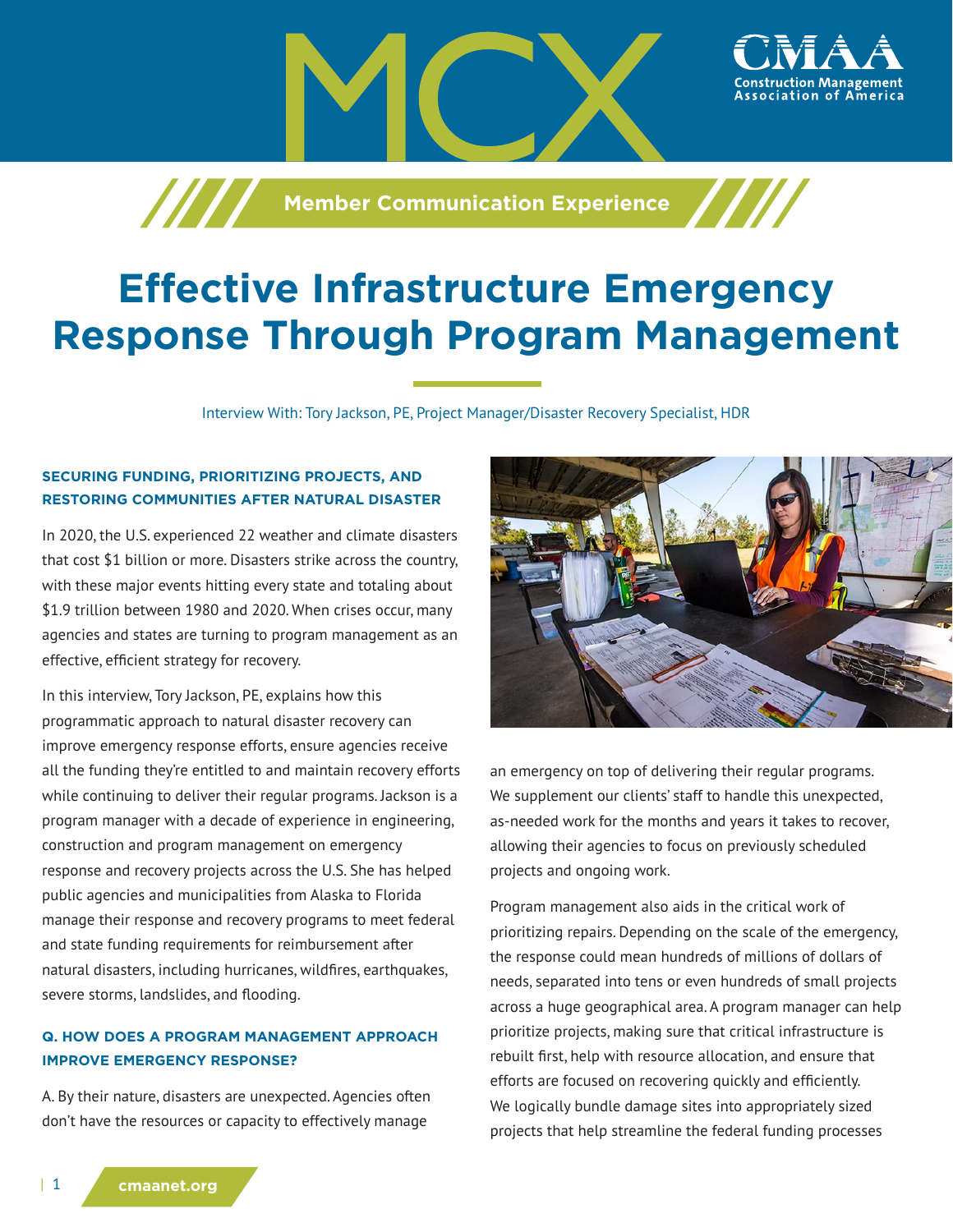# MCX

Construction Management Association of America

Member Communication Experience

# Effective Infrastructure Emergency Response Through Program Management

Interview With: Tory Jackson, PE, Project Manager/Disaster Recovery Specialist, HDR

## SECURING FUNDING, PRIORITIZING PROJECTS, AND RESTORING COMMUNITIES AFTER NATURAL DISASTER

In 2020, the U.S. experienced 22 weather and climate disasters that cost $1 billion or more. Disasters strike across the country, with these major events hitting every state and totaling about $1.9 trillion between 1980 and 2020. When crises occur, many agencies and states are turning to program management as an effective, efficient strategy for recovery.

In this interview, Tory Jackson, PE, explains how this programmatic approach to natural disaster recovery can improve emergency response efforts, ensure agencies receive all the funding they're entitled to and maintain recovery efforts while continuing to deliver their regular programs. Jackson is a program manager with a decade of experience in engineering, construction and program management on emergency response and recovery projects across the U.S. She has helped public agencies and municipalities from Alaska to Florida manage their response and recovery programs to meet federal and state funding requirements for reimbursement after natural disasters, including hurricanes, wildfires, earthquakes, severe storms, landslides, and flooding.

## Q. HOW DOES A PROGRAM MANAGEMENT APPROACH IMPROVE EMERGENCY RESPONSE?

A. By their nature, disasters are unexpected. Agencies often don't have the resources or capacity to effectively manage an emergency on top of delivering their regular programs. We supplement our clients' staff to handle this unexpected, as-needed work for the months and years it takes to recover, allowing their agencies to focus on previously scheduled projects and ongoing work.

Program management also aids in the critical work of prioritizing repairs. Depending on the scale of the emergency, the response could mean hundreds of millions of dollars of needs, separated into tens or even hundreds of small projects across a huge geographical area. A program manager can help prioritize projects, making sure that critical infrastructure is rebuilt first, help with resource allocation, and ensure that efforts are focused on recovering quickly and efficiently. We logically bundle damage sites into appropriately sized projects that help streamline the federal funding processes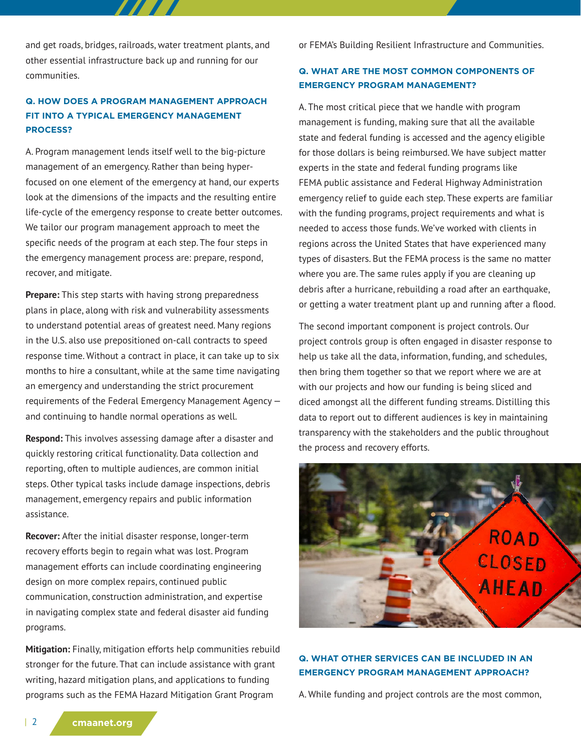and get roads, bridges, railroads, water treatment plants, and other essential infrastructure back up and running for our communities.

### Q. HOW DOES A PROGRAM MANAGEMENT APPROACH FIT INTO A TYPICAL EMERGENCY MANAGEMENT PROCESS?

A. Program management lends itself well to the big-picture management of an emergency. Rather than being hyper-focused on one element of the emergency at hand, our experts look at the dimensions of the impacts and the resulting entire life-cycle of the emergency response to create better outcomes. We tailor our program management approach to meet the specific needs of the program at each step. The four steps in the emergency management process are: prepare, respond, recover, and mitigate.

**Prepare:** This step starts with having strong preparedness plans in place, along with risk and vulnerability assessments to understand potential areas of greatest need. Many regions in the U.S. also use prepositioned on-call contracts to speed response time. Without a contract in place, it can take up to six months to hire a consultant, while at the same time navigating an emergency and understanding the strict procurement requirements of the Federal Emergency Management Agency — and continuing to handle normal operations as well.

**Respond:** This involves assessing damage after a disaster and quickly restoring critical functionality. Data collection and reporting, often to multiple audiences, are common initial steps. Other typical tasks include damage inspections, debris management, emergency repairs and public information assistance.

**Recover:** After the initial disaster response, longer-term recovery efforts begin to regain what was lost. Program management efforts can include coordinating engineering design on more complex repairs, continued public communication, construction administration, and expertise in navigating complex state and federal disaster aid funding programs.

**Mitigation:** Finally, mitigation efforts help communities rebuild stronger for the future. That can include assistance with grant writing, hazard mitigation plans, and applications to funding programs such as the FEMA Hazard Mitigation Grant Program or FEMA's Building Resilient Infrastructure and Communities.

### Q. WHAT ARE THE MOST COMMON COMPONENTS OF EMERGENCY PROGRAM MANAGEMENT?

A. The most critical piece that we handle with program management is funding, making sure that all the available state and federal funding is accessed and the agency eligible for those dollars is being reimbursed. We have subject matter experts in the state and federal funding programs like FEMA public assistance and Federal Highway Administration emergency relief to guide each step. These experts are familiar with the funding programs, project requirements and what is needed to access those funds. We've worked with clients in regions across the United States that have experienced many types of disasters. But the FEMA process is the same no matter where you are. The same rules apply if you are cleaning up debris after a hurricane, rebuilding a road after an earthquake, or getting a water treatment plant up and running after a flood.

The second important component is project controls. Our project controls group is often engaged in disaster response to help us take all the data, information, funding, and schedules, then bring them together so that we report where we are at with our projects and how our funding is being sliced and diced amongst all the different funding streams. Distilling this data to report out to different audiences is key in maintaining transparency with the stakeholders and the public throughout the process and recovery efforts.

### Q. WHAT OTHER SERVICES CAN BE INCLUDED IN AN EMERGENCY PROGRAM MANAGEMENT APPROACH?

A. While funding and project controls are the most common,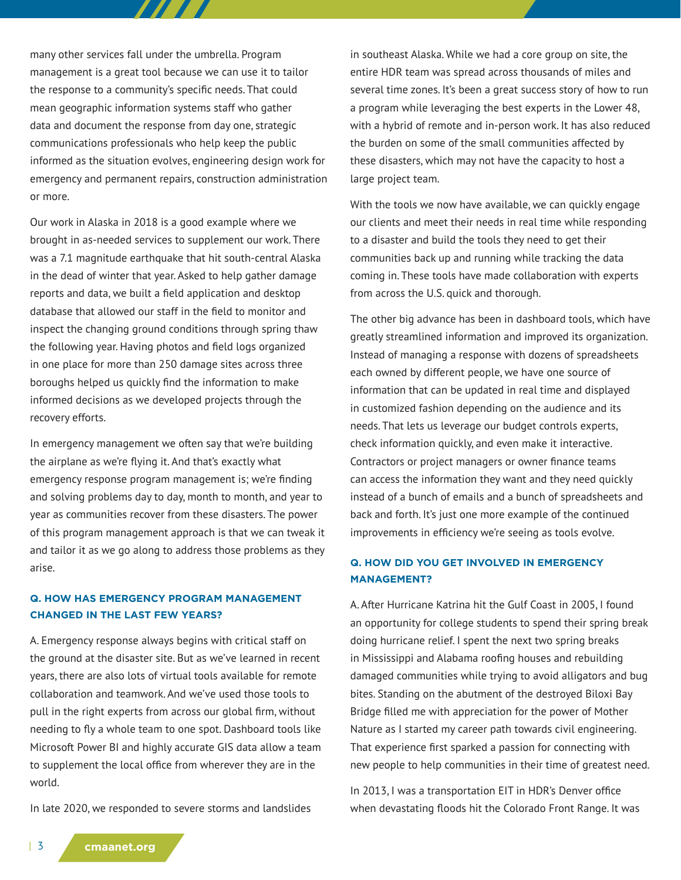many other services fall under the umbrella. Program management is a great tool because we can use it to tailor the response to a community's specific needs. That could mean geographic information systems staff who gather data and document the response from day one, strategic communications professionals who help keep the public informed as the situation evolves, engineering design work for emergency and permanent repairs, construction administration or more.

Our work in Alaska in 2018 is a good example where we brought in as-needed services to supplement our work. There was a 7.1 magnitude earthquake that hit south-central Alaska in the dead of winter that year. Asked to help gather damage reports and data, we built a field application and desktop database that allowed our staff in the field to monitor and inspect the changing ground conditions through spring thaw the following year. Having photos and field logs organized in one place for more than 250 damage sites across three boroughs helped us quickly find the information to make informed decisions as we developed projects through the recovery efforts.

In emergency management we often say that we're building the airplane as we're flying it. And that's exactly what emergency response program management is; we're finding and solving problems day to day, month to month, and year to year as communities recover from these disasters. The power of this program management approach is that we can tweak it and tailor it as we go along to address those problems as they arise.

**Q. HOW HAS EMERGENCY PROGRAM MANAGEMENT CHANGED IN THE LAST FEW YEARS?**

A. Emergency response always begins with critical staff on the ground at the disaster site. But as we've learned in recent years, there are also lots of virtual tools available for remote collaboration and teamwork. And we've used those tools to pull in the right experts from across our global firm, without needing to fly a whole team to one spot. Dashboard tools like Microsoft Power BI and highly accurate GIS data allow a team to supplement the local office from wherever they are in the world.

In late 2020, we responded to severe storms and landslides in southeast Alaska. While we had a core group on site, the entire HDR team was spread across thousands of miles and several time zones. It's been a great success story of how to run a program while leveraging the best experts in the Lower 48, with a hybrid of remote and in-person work. It has also reduced the burden on some of the small communities affected by these disasters, which may not have the capacity to host a large project team.

With the tools we now have available, we can quickly engage our clients and meet their needs in real time while responding to a disaster and build the tools they need to get their communities back up and running while tracking the data coming in. These tools have made collaboration with experts from across the U.S. quick and thorough.

The other big advance has been in dashboard tools, which have greatly streamlined information and improved its organization. Instead of managing a response with dozens of spreadsheets each owned by different people, we have one source of information that can be updated in real time and displayed in customized fashion depending on the audience and its needs. That lets us leverage our budget controls experts, check information quickly, and even make it interactive. Contractors or project managers or owner finance teams can access the information they want and they need quickly instead of a bunch of emails and a bunch of spreadsheets and back and forth. It's just one more example of the continued improvements in efficiency we're seeing as tools evolve.

**Q. HOW DID YOU GET INVOLVED IN EMERGENCY MANAGEMENT?**

A. After Hurricane Katrina hit the Gulf Coast in 2005, I found an opportunity for college students to spend their spring break doing hurricane relief. I spent the next two spring breaks in Mississippi and Alabama roofing houses and rebuilding damaged communities while trying to avoid alligators and bug bites. Standing on the abutment of the destroyed Biloxi Bay Bridge filled me with appreciation for the power of Mother Nature as I started my career path towards civil engineering. That experience first sparked a passion for connecting with new people to help communities in their time of greatest need.

In 2013, I was a transportation EIT in HDR's Denver office when devastating floods hit the Colorado Front Range. It was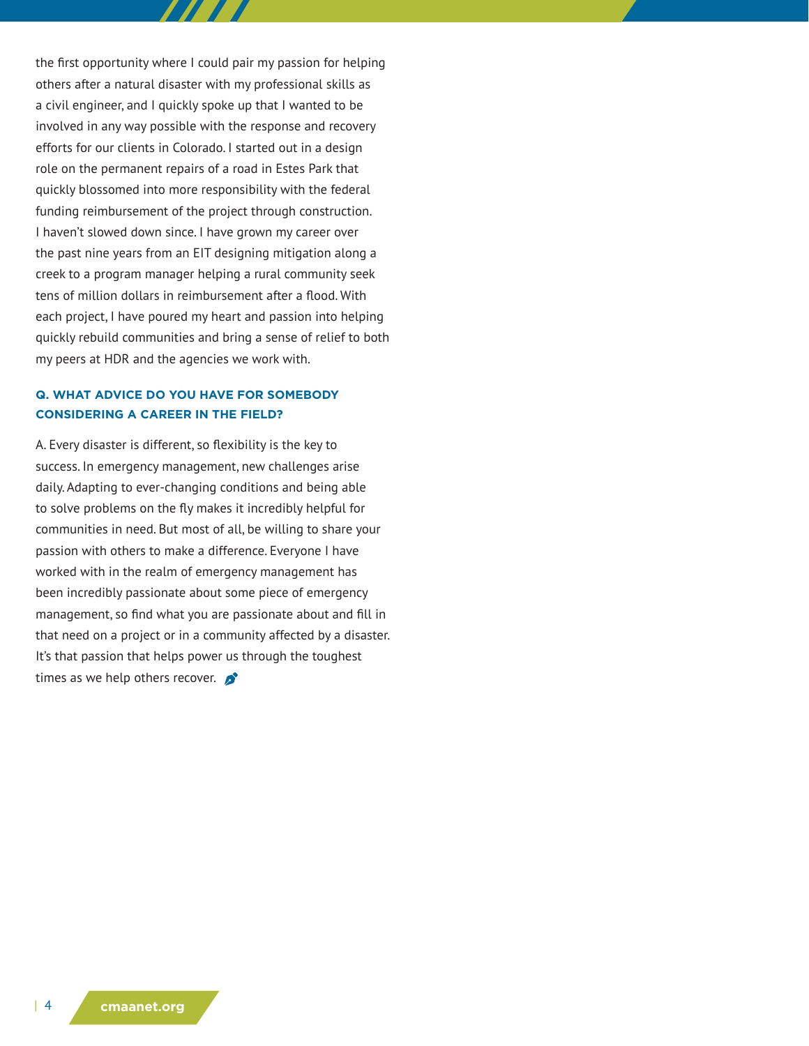the first opportunity where I could pair my passion for helping others after a natural disaster with my professional skills as a civil engineer, and I quickly spoke up that I wanted to be involved in any way possible with the response and recovery efforts for our clients in Colorado. I started out in a design role on the permanent repairs of a road in Estes Park that quickly blossomed into more responsibility with the federal funding reimbursement of the project through construction. I haven't slowed down since. I have grown my career over the past nine years from an EIT designing mitigation along a creek to a program manager helping a rural community seek tens of million dollars in reimbursement after a flood. With each project, I have poured my heart and passion into helping quickly rebuild communities and bring a sense of relief to both my peers at HDR and the agencies we work with.

### Q. WHAT ADVICE DO YOU HAVE FOR SOMEBODY CONSIDERING A CAREER IN THE FIELD?

A. Every disaster is different, so flexibility is the key to success. In emergency management, new challenges arise daily. Adapting to ever-changing conditions and being able to solve problems on the fly makes it incredibly helpful for communities in need. But most of all, be willing to share your passion with others to make a difference. Everyone I have worked with in the realm of emergency management has been incredibly passionate about some piece of emergency management, so find what you are passionate about and fill in that need on a project or in a community affected by a disaster. It's that passion that helps power us through the toughest times as we help others recover.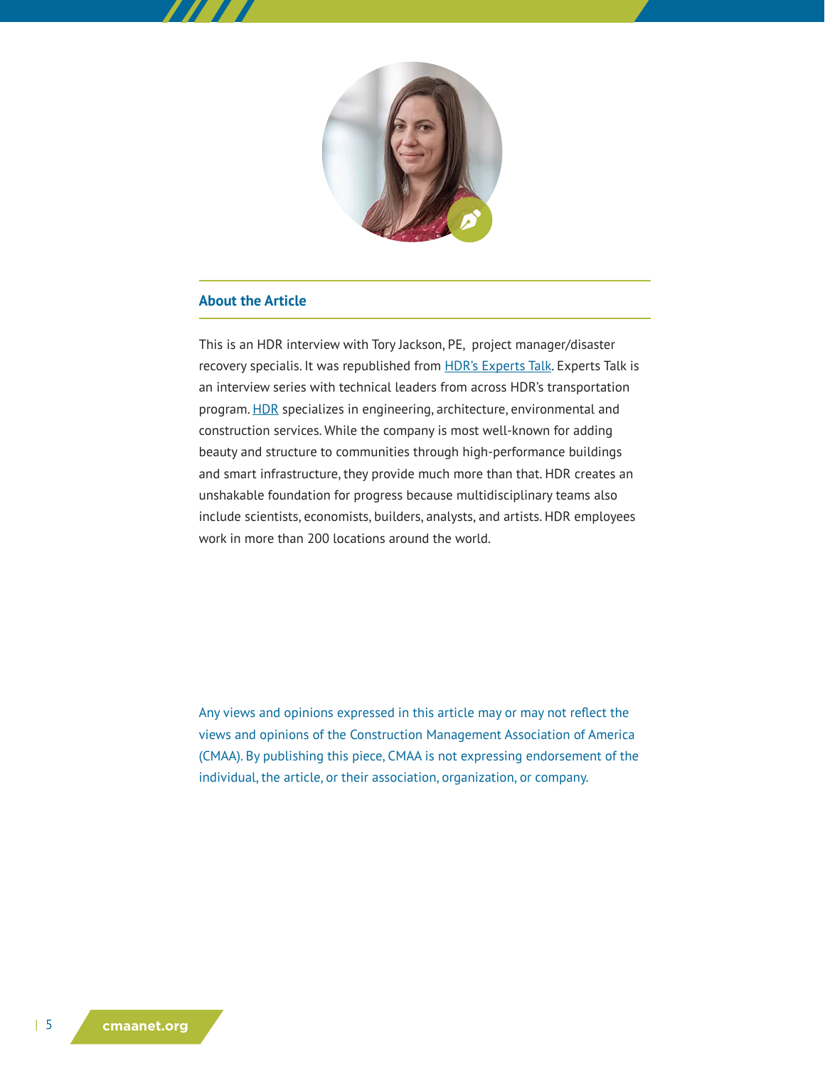## About the Article

This is an HDR interview with Tory Jackson, PE, project manager/disaster recovery specialis. It was republished from HDR's Experts Talk. Experts Talk is an interview series with technical leaders from across HDR's transportation program. HDR specializes in engineering, architecture, environmental and construction services. While the company is most well-known for adding beauty and structure to communities through high-performance buildings and smart infrastructure, they provide much more than that. HDR creates an unshakable foundation for progress because multidisciplinary teams also include scientists, economists, builders, analysts, and artists. HDR employees work in more than 200 locations around the world.

Any views and opinions expressed in this article may or may not reflect the views and opinions of the Construction Management Association of America (CMAA). By publishing this piece, CMAA is not expressing endorsement of the individual, the article, or their association, organization, or company.